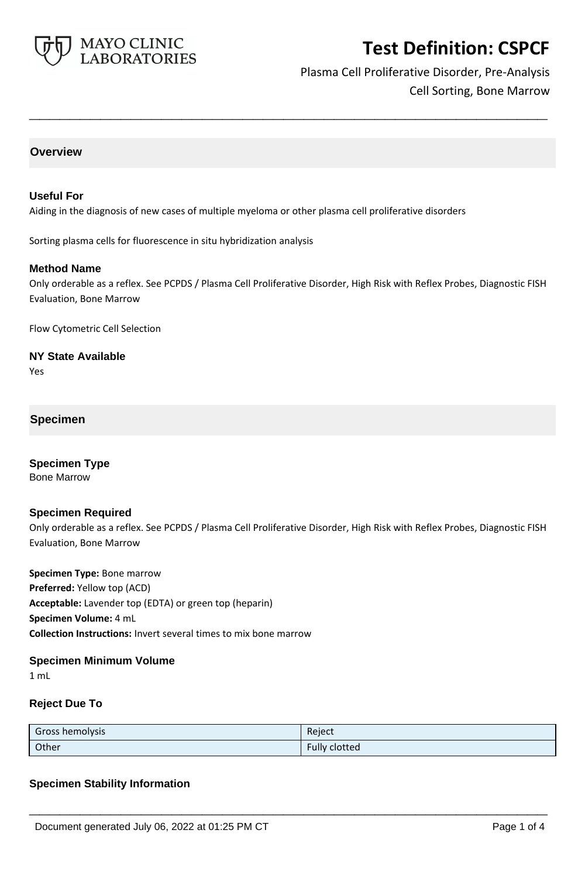# Test Definition: CSPCF

Plasma Cell Proliferative Disorder, Pre-Analysis Cell Sorting, Bone Marrow

## Overview

### Useful For

Aiding in the diagnosis of new cases of multiple myeloma or other plasma cell proliferative disorders

Sorting plasma cells for fluorescence in situ hybridization analysis

### Method Name

Only orderable as a reflex. See PCPDS / Plasma Cell Proliferative Disorder, High Risk with Reflex Probes, Diagnostic FISH Evaluation, Bone Marrow

Flow Cytometric Cell Selection

### NY State Available

Yes

## Specimen

### Specimen Type

Bone Marrow

### Specimen Required

Only orderable as a reflex. See PCPDS / Plasma Cell Proliferative Disorder, High Risk with Reflex Probes, Diagnostic FISH Evaluation, Bone Marrow

**Specimen Type:** Bone marrow
**Preferred:** Yellow top (ACD)
**Acceptable:** Lavender top (EDTA) or green top (heparin)
**Specimen Volume:** 4 mL
**Collection Instructions:** Invert several times to mix bone marrow

### Specimen Minimum Volume

1 mL

### Reject Due To

| | |
|---|---|
| Gross hemolysis | Reject |
| Other | Fully clotted |

### Specimen Stability Information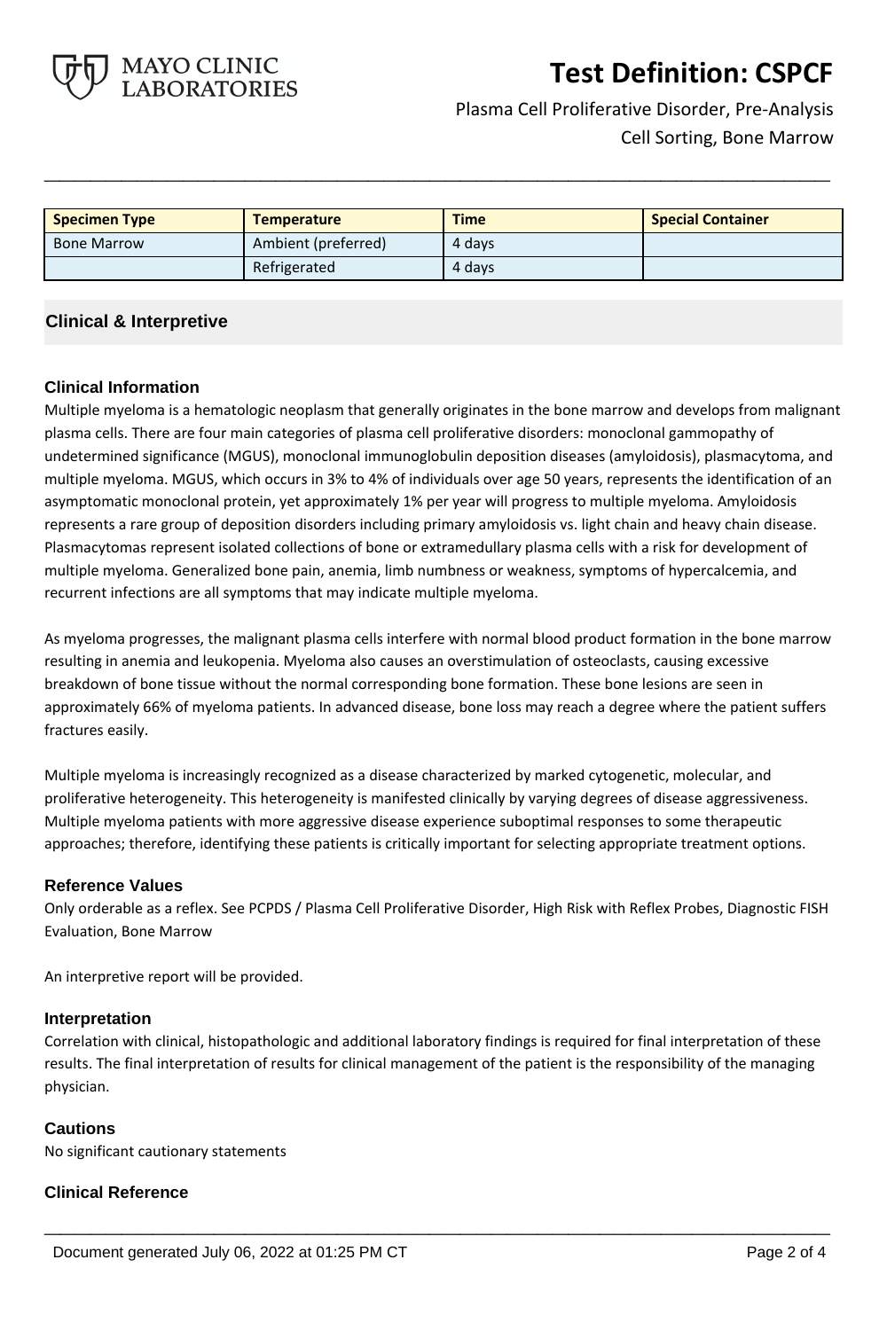| Specimen Type | Temperature | Time | Special Container |
|---|---|---|---|
| Bone Marrow | Ambient (preferred) | 4 days | |
| | Refrigerated | 4 days | |

## Clinical & Interpretive

### Clinical Information

Multiple myeloma is a hematologic neoplasm that generally originates in the bone marrow and develops from malignant plasma cells. There are four main categories of plasma cell proliferative disorders: monoclonal gammopathy of undetermined significance (MGUS), monoclonal immunoglobulin deposition diseases (amyloidosis), plasmacytoma, and multiple myeloma. MGUS, which occurs in 3% to 4% of individuals over age 50 years, represents the identification of an asymptomatic monoclonal protein, yet approximately 1% per year will progress to multiple myeloma. Amyloidosis represents a rare group of deposition disorders including primary amyloidosis vs. light chain and heavy chain disease. Plasmacytomas represent isolated collections of bone or extramedullary plasma cells with a risk for development of multiple myeloma. Generalized bone pain, anemia, limb numbness or weakness, symptoms of hypercalcemia, and recurrent infections are all symptoms that may indicate multiple myeloma.

As myeloma progresses, the malignant plasma cells interfere with normal blood product formation in the bone marrow resulting in anemia and leukopenia. Myeloma also causes an overstimulation of osteoclasts, causing excessive breakdown of bone tissue without the normal corresponding bone formation. These bone lesions are seen in approximately 66% of myeloma patients. In advanced disease, bone loss may reach a degree where the patient suffers fractures easily.

Multiple myeloma is increasingly recognized as a disease characterized by marked cytogenetic, molecular, and proliferative heterogeneity. This heterogeneity is manifested clinically by varying degrees of disease aggressiveness. Multiple myeloma patients with more aggressive disease experience suboptimal responses to some therapeutic approaches; therefore, identifying these patients is critically important for selecting appropriate treatment options.

### Reference Values

Only orderable as a reflex. See PCPDS / Plasma Cell Proliferative Disorder, High Risk with Reflex Probes, Diagnostic FISH Evaluation, Bone Marrow

An interpretive report will be provided.

### Interpretation

Correlation with clinical, histopathologic and additional laboratory findings is required for final interpretation of these results. The final interpretation of results for clinical management of the patient is the responsibility of the managing physician.

### Cautions

No significant cautionary statements

### Clinical Reference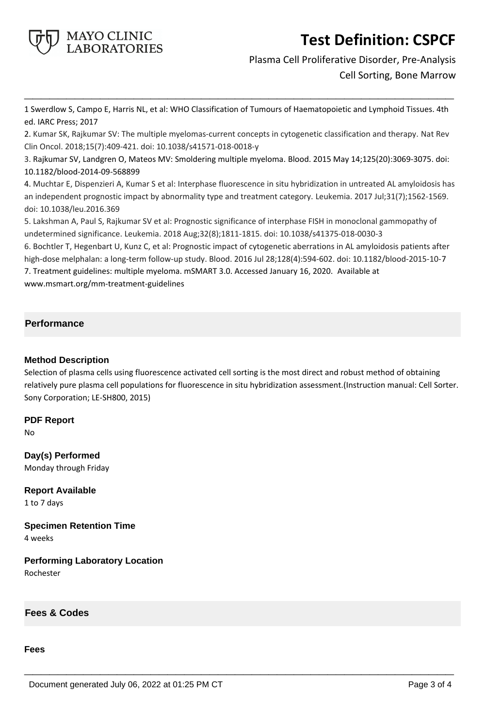1 Swerdlow S, Campo E, Harris NL, et al: WHO Classification of Tumours of Haematopoietic and Lymphoid Tissues. 4th ed. IARC Press; 2017

2. Kumar SK, Rajkumar SV: The multiple myelomas-current concepts in cytogenetic classification and therapy. Nat Rev Clin Oncol. 2018;15(7):409-421. doi: 10.1038/s41571-018-0018-y

3. Rajkumar SV, Landgren O, Mateos MV: Smoldering multiple myeloma. Blood. 2015 May 14;125(20):3069-3075. doi: 10.1182/blood-2014-09-568899

4. Muchtar E, Dispenzieri A, Kumar S et al: Interphase fluorescence in situ hybridization in untreated AL amyloidosis has an independent prognostic impact by abnormality type and treatment category. Leukemia. 2017 Jul;31(7);1562-1569. doi: 10.1038/leu.2016.369

5. Lakshman A, Paul S, Rajkumar SV et al: Prognostic significance of interphase FISH in monoclonal gammopathy of undetermined significance. Leukemia. 2018 Aug;32(8);1811-1815. doi: 10.1038/s41375-018-0030-3

6. Bochtler T, Hegenbart U, Kunz C, et al: Prognostic impact of cytogenetic aberrations in AL amyloidosis patients after high-dose melphalan: a long-term follow-up study. Blood. 2016 Jul 28;128(4):594-602. doi: 10.1182/blood-2015-10-7

7. Treatment guidelines: multiple myeloma. mSMART 3.0. Accessed January 16, 2020. Available at www.msmart.org/mm-treatment-guidelines

## Performance

### Method Description

Selection of plasma cells using fluorescence activated cell sorting is the most direct and robust method of obtaining relatively pure plasma cell populations for fluorescence in situ hybridization assessment.(Instruction manual: Cell Sorter. Sony Corporation; LE-SH800, 2015)

### PDF Report

No

### Day(s) Performed

Monday through Friday

### Report Available

1 to 7 days

### Specimen Retention Time

4 weeks

### Performing Laboratory Location

Rochester

## Fees & Codes

### Fees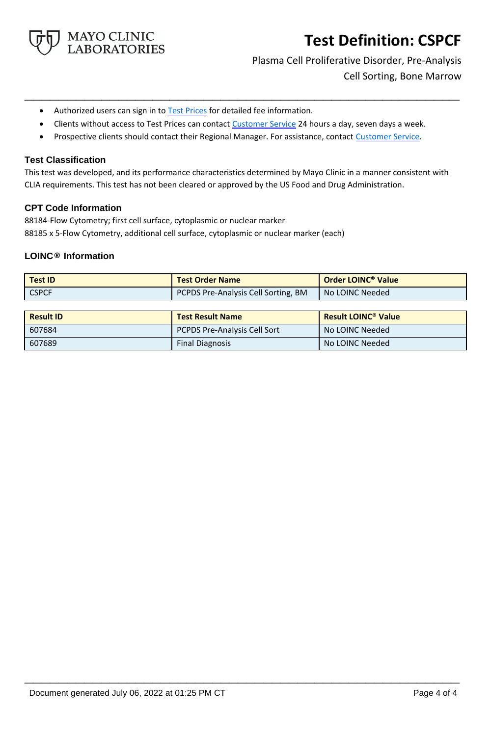- Authorized users can sign in to Test Prices for detailed fee information.
- Clients without access to Test Prices can contact Customer Service 24 hours a day, seven days a week.
- Prospective clients should contact their Regional Manager. For assistance, contact Customer Service.

### Test Classification

This test was developed, and its performance characteristics determined by Mayo Clinic in a manner consistent with CLIA requirements. This test has not been cleared or approved by the US Food and Drug Administration.

### CPT Code Information

88184-Flow Cytometry; first cell surface, cytoplasmic or nuclear marker
88185 x 5-Flow Cytometry, additional cell surface, cytoplasmic or nuclear marker (each)

### LOINC® Information

| Test ID | Test Order Name | Order LOINC® Value |
|---|---|---|
| CSPCF | PCPDS Pre-Analysis Cell Sorting, BM | No LOINC Needed |

| Result ID | Test Result Name | Result LOINC® Value |
|---|---|---|
| 607684 | PCPDS Pre-Analysis Cell Sort | No LOINC Needed |
| 607689 | Final Diagnosis | No LOINC Needed |